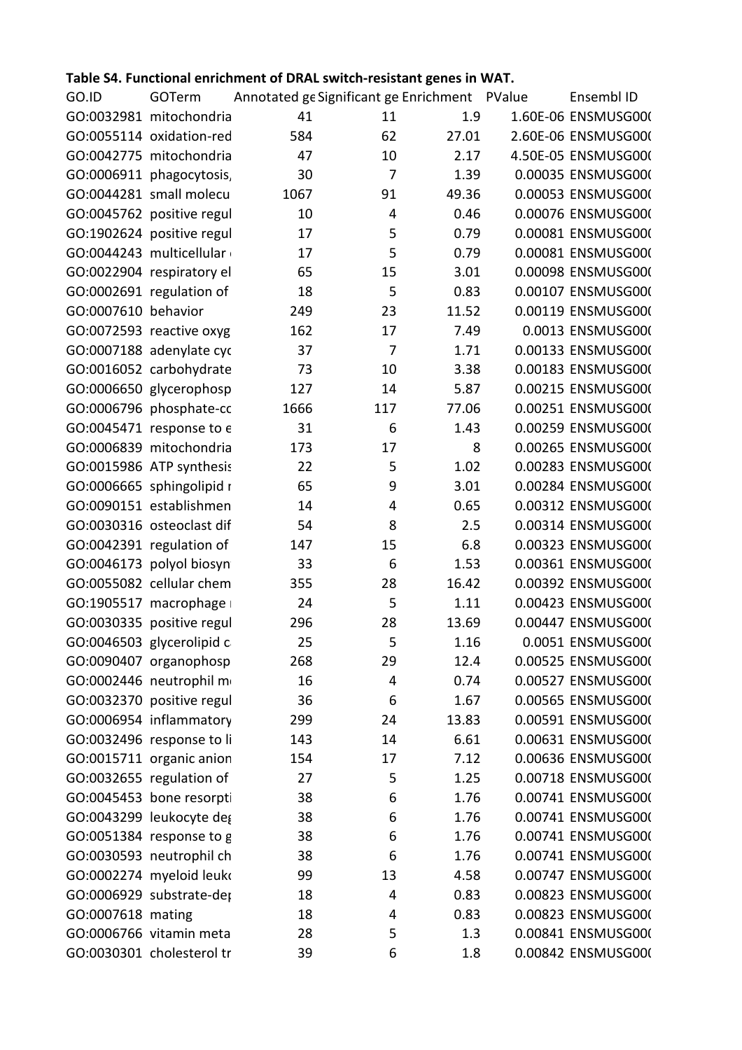**Table S4. Functional enrichment of DRAL switch-resistant genes in WAT.**

| GO.ID | GOTerm | Annotated ge | Significant ge | Enrichment | PValue | Ensembl ID |
|---|---|---|---|---|---|---|
| GO:0032981 | mitochondria | 41 | 11 | 1.9 | 1.60E-06 | ENSMUSG000 |
| GO:0055114 | oxidation-red | 584 | 62 | 27.01 | 2.60E-06 | ENSMUSG000 |
| GO:0042775 | mitochondria | 47 | 10 | 2.17 | 4.50E-05 | ENSMUSG000 |
| GO:0006911 | phagocytosis, | 30 | 7 | 1.39 | 0.00035 | ENSMUSG000 |
| GO:0044281 | small molecu | 1067 | 91 | 49.36 | 0.00053 | ENSMUSG000 |
| GO:0045762 | positive regul | 10 | 4 | 0.46 | 0.00076 | ENSMUSG000 |
| GO:1902624 | positive regul | 17 | 5 | 0.79 | 0.00081 | ENSMUSG000 |
| GO:0044243 | multicellular | 17 | 5 | 0.79 | 0.00081 | ENSMUSG000 |
| GO:0022904 | respiratory el | 65 | 15 | 3.01 | 0.00098 | ENSMUSG000 |
| GO:0002691 | regulation of | 18 | 5 | 0.83 | 0.00107 | ENSMUSG000 |
| GO:0007610 | behavior | 249 | 23 | 11.52 | 0.00119 | ENSMUSG000 |
| GO:0072593 | reactive oxyg | 162 | 17 | 7.49 | 0.0013 | ENSMUSG000 |
| GO:0007188 | adenylate cyc | 37 | 7 | 1.71 | 0.00133 | ENSMUSG000 |
| GO:0016052 | carbohydrate | 73 | 10 | 3.38 | 0.00183 | ENSMUSG000 |
| GO:0006650 | glycerophosp | 127 | 14 | 5.87 | 0.00215 | ENSMUSG000 |
| GO:0006796 | phosphate-cc | 1666 | 117 | 77.06 | 0.00251 | ENSMUSG000 |
| GO:0045471 | response to e | 31 | 6 | 1.43 | 0.00259 | ENSMUSG000 |
| GO:0006839 | mitochondria | 173 | 17 | 8 | 0.00265 | ENSMUSG000 |
| GO:0015986 | ATP synthesis | 22 | 5 | 1.02 | 0.00283 | ENSMUSG000 |
| GO:0006665 | sphingolipid r | 65 | 9 | 3.01 | 0.00284 | ENSMUSG000 |
| GO:0090151 | establishmen | 14 | 4 | 0.65 | 0.00312 | ENSMUSG000 |
| GO:0030316 | osteoclast dif | 54 | 8 | 2.5 | 0.00314 | ENSMUSG000 |
| GO:0042391 | regulation of | 147 | 15 | 6.8 | 0.00323 | ENSMUSG000 |
| GO:0046173 | polyol biosyn | 33 | 6 | 1.53 | 0.00361 | ENSMUSG000 |
| GO:0055082 | cellular chem | 355 | 28 | 16.42 | 0.00392 | ENSMUSG000 |
| GO:1905517 | macrophage | 24 | 5 | 1.11 | 0.00423 | ENSMUSG000 |
| GO:0030335 | positive regul | 296 | 28 | 13.69 | 0.00447 | ENSMUSG000 |
| GO:0046503 | glycerolipid c | 25 | 5 | 1.16 | 0.0051 | ENSMUSG000 |
| GO:0090407 | organophosp | 268 | 29 | 12.4 | 0.00525 | ENSMUSG000 |
| GO:0002446 | neutrophil m | 16 | 4 | 0.74 | 0.00527 | ENSMUSG000 |
| GO:0032370 | positive regul | 36 | 6 | 1.67 | 0.00565 | ENSMUSG000 |
| GO:0006954 | inflammatory | 299 | 24 | 13.83 | 0.00591 | ENSMUSG000 |
| GO:0032496 | response to li | 143 | 14 | 6.61 | 0.00631 | ENSMUSG000 |
| GO:0015711 | organic anion | 154 | 17 | 7.12 | 0.00636 | ENSMUSG000 |
| GO:0032655 | regulation of | 27 | 5 | 1.25 | 0.00718 | ENSMUSG000 |
| GO:0045453 | bone resorpti | 38 | 6 | 1.76 | 0.00741 | ENSMUSG000 |
| GO:0043299 | leukocyte deg | 38 | 6 | 1.76 | 0.00741 | ENSMUSG000 |
| GO:0051384 | response to g | 38 | 6 | 1.76 | 0.00741 | ENSMUSG000 |
| GO:0030593 | neutrophil ch | 38 | 6 | 1.76 | 0.00741 | ENSMUSG000 |
| GO:0002274 | myeloid leuko | 99 | 13 | 4.58 | 0.00747 | ENSMUSG000 |
| GO:0006929 | substrate-dep | 18 | 4 | 0.83 | 0.00823 | ENSMUSG000 |
| GO:0007618 | mating | 18 | 4 | 0.83 | 0.00823 | ENSMUSG000 |
| GO:0006766 | vitamin meta | 28 | 5 | 1.3 | 0.00841 | ENSMUSG000 |
| GO:0030301 | cholesterol tr | 39 | 6 | 1.8 | 0.00842 | ENSMUSG000 |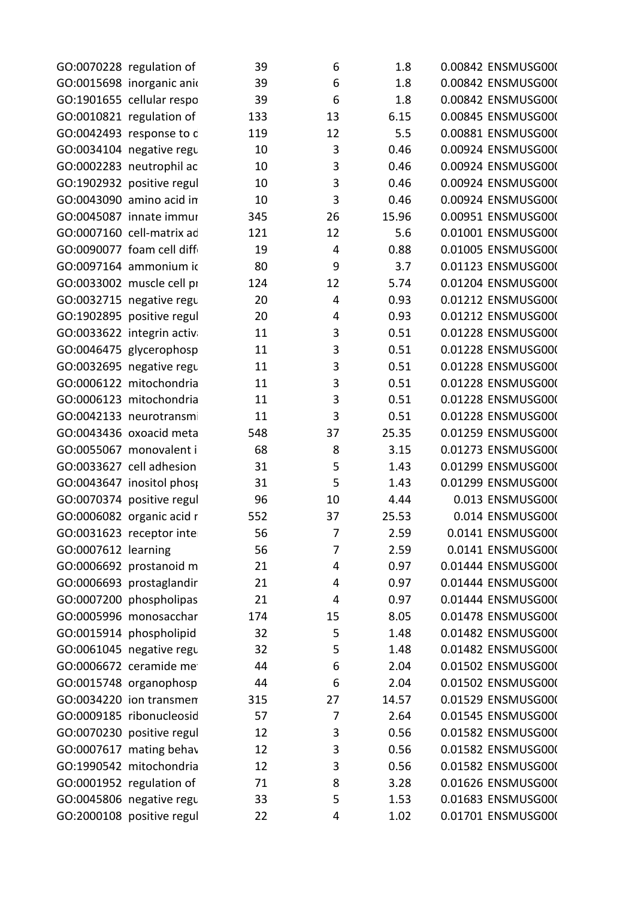| | | | | | | |
|---|---|---|---|---|---|---|
| GO:0070228 | regulation of | 39 | 6 | 1.8 | 0.00842 | ENSMUSG000 |
| GO:0015698 | inorganic anio | 39 | 6 | 1.8 | 0.00842 | ENSMUSG000 |
| GO:1901655 | cellular respo | 39 | 6 | 1.8 | 0.00842 | ENSMUSG000 |
| GO:0010821 | regulation of | 133 | 13 | 6.15 | 0.00845 | ENSMUSG000 |
| GO:0042493 | response to d | 119 | 12 | 5.5 | 0.00881 | ENSMUSG000 |
| GO:0034104 | negative regu | 10 | 3 | 0.46 | 0.00924 | ENSMUSG000 |
| GO:0002283 | neutrophil ac | 10 | 3 | 0.46 | 0.00924 | ENSMUSG000 |
| GO:1902932 | positive regul | 10 | 3 | 0.46 | 0.00924 | ENSMUSG000 |
| GO:0043090 | amino acid im | 10 | 3 | 0.46 | 0.00924 | ENSMUSG000 |
| GO:0045087 | innate immur | 345 | 26 | 15.96 | 0.00951 | ENSMUSG000 |
| GO:0007160 | cell-matrix ad | 121 | 12 | 5.6 | 0.01001 | ENSMUSG000 |
| GO:0090077 | foam cell diff | 19 | 4 | 0.88 | 0.01005 | ENSMUSG000 |
| GO:0097164 | ammonium io | 80 | 9 | 3.7 | 0.01123 | ENSMUSG000 |
| GO:0033002 | muscle cell pr | 124 | 12 | 5.74 | 0.01204 | ENSMUSG000 |
| GO:0032715 | negative regu | 20 | 4 | 0.93 | 0.01212 | ENSMUSG000 |
| GO:1902895 | positive regul | 20 | 4 | 0.93 | 0.01212 | ENSMUSG000 |
| GO:0033622 | integrin activ | 11 | 3 | 0.51 | 0.01228 | ENSMUSG000 |
| GO:0046475 | glycerophosp | 11 | 3 | 0.51 | 0.01228 | ENSMUSG000 |
| GO:0032695 | negative regu | 11 | 3 | 0.51 | 0.01228 | ENSMUSG000 |
| GO:0006122 | mitochondria | 11 | 3 | 0.51 | 0.01228 | ENSMUSG000 |
| GO:0006123 | mitochondria | 11 | 3 | 0.51 | 0.01228 | ENSMUSG000 |
| GO:0042133 | neurotransmi | 11 | 3 | 0.51 | 0.01228 | ENSMUSG000 |
| GO:0043436 | oxoacid meta | 548 | 37 | 25.35 | 0.01259 | ENSMUSG000 |
| GO:0055067 | monovalent i | 68 | 8 | 3.15 | 0.01273 | ENSMUSG000 |
| GO:0033627 | cell adhesion | 31 | 5 | 1.43 | 0.01299 | ENSMUSG000 |
| GO:0043647 | inositol phosp | 31 | 5 | 1.43 | 0.01299 | ENSMUSG000 |
| GO:0070374 | positive regul | 96 | 10 | 4.44 | 0.013 | ENSMUSG000 |
| GO:0006082 | organic acid r | 552 | 37 | 25.53 | 0.014 | ENSMUSG000 |
| GO:0031623 | receptor inte | 56 | 7 | 2.59 | 0.0141 | ENSMUSG000 |
| GO:0007612 | learning | 56 | 7 | 2.59 | 0.0141 | ENSMUSG000 |
| GO:0006692 | prostanoid m | 21 | 4 | 0.97 | 0.01444 | ENSMUSG000 |
| GO:0006693 | prostaglandir | 21 | 4 | 0.97 | 0.01444 | ENSMUSG000 |
| GO:0007200 | phospholipas | 21 | 4 | 0.97 | 0.01444 | ENSMUSG000 |
| GO:0005996 | monosacchar | 174 | 15 | 8.05 | 0.01478 | ENSMUSG000 |
| GO:0015914 | phospholipid | 32 | 5 | 1.48 | 0.01482 | ENSMUSG000 |
| GO:0061045 | negative regu | 32 | 5 | 1.48 | 0.01482 | ENSMUSG000 |
| GO:0006672 | ceramide me | 44 | 6 | 2.04 | 0.01502 | ENSMUSG000 |
| GO:0015748 | organophosp | 44 | 6 | 2.04 | 0.01502 | ENSMUSG000 |
| GO:0034220 | ion transmem | 315 | 27 | 14.57 | 0.01529 | ENSMUSG000 |
| GO:0009185 | ribonucleosid | 57 | 7 | 2.64 | 0.01545 | ENSMUSG000 |
| GO:0070230 | positive regul | 12 | 3 | 0.56 | 0.01582 | ENSMUSG000 |
| GO:0007617 | mating behav | 12 | 3 | 0.56 | 0.01582 | ENSMUSG000 |
| GO:1990542 | mitochondria | 12 | 3 | 0.56 | 0.01582 | ENSMUSG000 |
| GO:0001952 | regulation of | 71 | 8 | 3.28 | 0.01626 | ENSMUSG000 |
| GO:0045806 | negative regu | 33 | 5 | 1.53 | 0.01683 | ENSMUSG000 |
| GO:2000108 | positive regul | 22 | 4 | 1.02 | 0.01701 | ENSMUSG000 |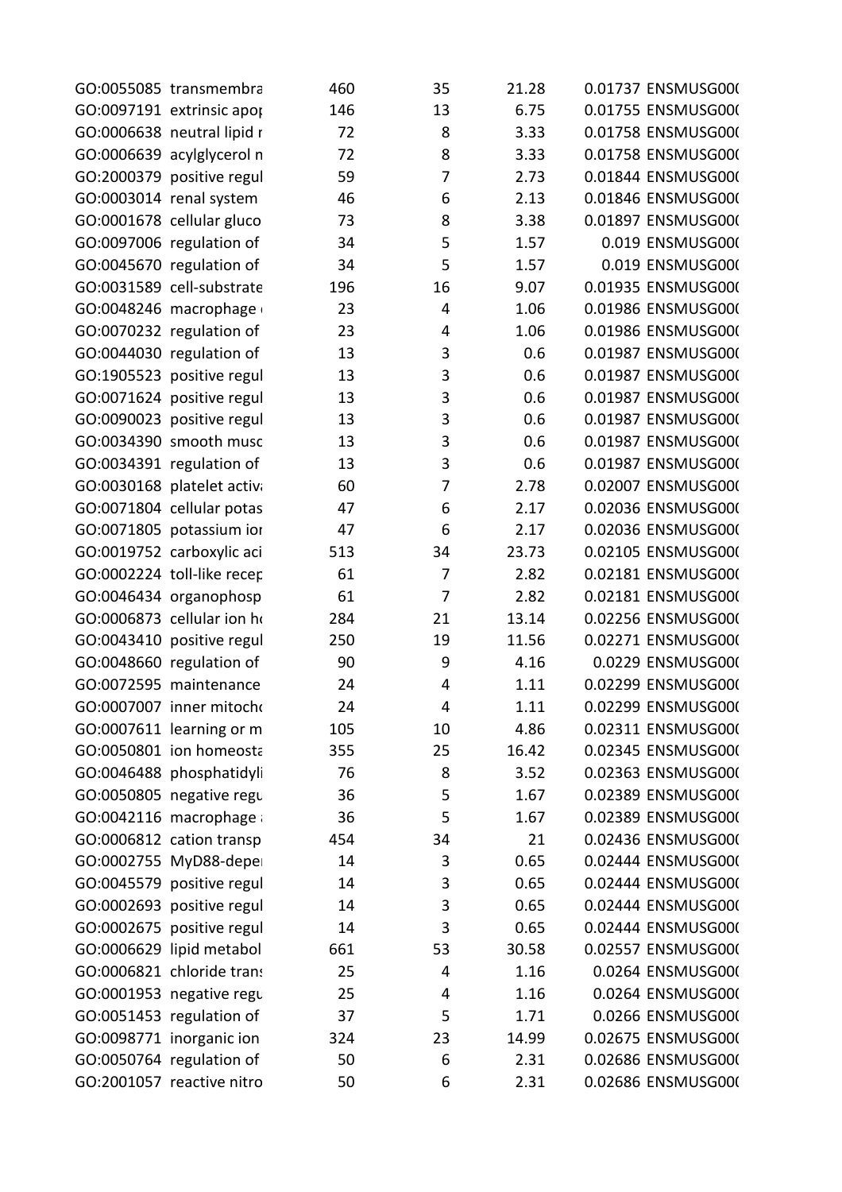| | | | | | | |
|---|---|---|---|---|---|---|
| GO:0055085 | transmembra | 460 | 35 | 21.28 | 0.01737 | ENSMUSG000 |
| GO:0097191 | extrinsic apo | 146 | 13 | 6.75 | 0.01755 | ENSMUSG000 |
| GO:0006638 | neutral lipid r | 72 | 8 | 3.33 | 0.01758 | ENSMUSG000 |
| GO:0006639 | acylglycerol n | 72 | 8 | 3.33 | 0.01758 | ENSMUSG000 |
| GO:2000379 | positive regul | 59 | 7 | 2.73 | 0.01844 | ENSMUSG000 |
| GO:0003014 | renal system | 46 | 6 | 2.13 | 0.01846 | ENSMUSG000 |
| GO:0001678 | cellular gluco | 73 | 8 | 3.38 | 0.01897 | ENSMUSG000 |
| GO:0097006 | regulation of | 34 | 5 | 1.57 | 0.019 | ENSMUSG000 |
| GO:0045670 | regulation of | 34 | 5 | 1.57 | 0.019 | ENSMUSG000 |
| GO:0031589 | cell-substrate | 196 | 16 | 9.07 | 0.01935 | ENSMUSG000 |
| GO:0048246 | macrophage | 23 | 4 | 1.06 | 0.01986 | ENSMUSG000 |
| GO:0070232 | regulation of | 23 | 4 | 1.06 | 0.01986 | ENSMUSG000 |
| GO:0044030 | regulation of | 13 | 3 | 0.6 | 0.01987 | ENSMUSG000 |
| GO:1905523 | positive regul | 13 | 3 | 0.6 | 0.01987 | ENSMUSG000 |
| GO:0071624 | positive regul | 13 | 3 | 0.6 | 0.01987 | ENSMUSG000 |
| GO:0090023 | positive regul | 13 | 3 | 0.6 | 0.01987 | ENSMUSG000 |
| GO:0034390 | smooth musc | 13 | 3 | 0.6 | 0.01987 | ENSMUSG000 |
| GO:0034391 | regulation of | 13 | 3 | 0.6 | 0.01987 | ENSMUSG000 |
| GO:0030168 | platelet activ | 60 | 7 | 2.78 | 0.02007 | ENSMUSG000 |
| GO:0071804 | cellular potas | 47 | 6 | 2.17 | 0.02036 | ENSMUSG000 |
| GO:0071805 | potassium ior | 47 | 6 | 2.17 | 0.02036 | ENSMUSG000 |
| GO:0019752 | carboxylic aci | 513 | 34 | 23.73 | 0.02105 | ENSMUSG000 |
| GO:0002224 | toll-like recep | 61 | 7 | 2.82 | 0.02181 | ENSMUSG000 |
| GO:0046434 | organophosp | 61 | 7 | 2.82 | 0.02181 | ENSMUSG000 |
| GO:0006873 | cellular ion h | 284 | 21 | 13.14 | 0.02256 | ENSMUSG000 |
| GO:0043410 | positive regul | 250 | 19 | 11.56 | 0.02271 | ENSMUSG000 |
| GO:0048660 | regulation of | 90 | 9 | 4.16 | 0.0229 | ENSMUSG000 |
| GO:0072595 | maintenance | 24 | 4 | 1.11 | 0.02299 | ENSMUSG000 |
| GO:0007007 | inner mitocho | 24 | 4 | 1.11 | 0.02299 | ENSMUSG000 |
| GO:0007611 | learning or m | 105 | 10 | 4.86 | 0.02311 | ENSMUSG000 |
| GO:0050801 | ion homeosta | 355 | 25 | 16.42 | 0.02345 | ENSMUSG000 |
| GO:0046488 | phosphatidyli | 76 | 8 | 3.52 | 0.02363 | ENSMUSG000 |
| GO:0050805 | negative regu | 36 | 5 | 1.67 | 0.02389 | ENSMUSG000 |
| GO:0042116 | macrophage | 36 | 5 | 1.67 | 0.02389 | ENSMUSG000 |
| GO:0006812 | cation transp | 454 | 34 | 21 | 0.02436 | ENSMUSG000 |
| GO:0002755 | MyD88-deper | 14 | 3 | 0.65 | 0.02444 | ENSMUSG000 |
| GO:0045579 | positive regul | 14 | 3 | 0.65 | 0.02444 | ENSMUSG000 |
| GO:0002693 | positive regul | 14 | 3 | 0.65 | 0.02444 | ENSMUSG000 |
| GO:0002675 | positive regul | 14 | 3 | 0.65 | 0.02444 | ENSMUSG000 |
| GO:0006629 | lipid metabol | 661 | 53 | 30.58 | 0.02557 | ENSMUSG000 |
| GO:0006821 | chloride trans | 25 | 4 | 1.16 | 0.0264 | ENSMUSG000 |
| GO:0001953 | negative regu | 25 | 4 | 1.16 | 0.0264 | ENSMUSG000 |
| GO:0051453 | regulation of | 37 | 5 | 1.71 | 0.0266 | ENSMUSG000 |
| GO:0098771 | inorganic ion | 324 | 23 | 14.99 | 0.02675 | ENSMUSG000 |
| GO:0050764 | regulation of | 50 | 6 | 2.31 | 0.02686 | ENSMUSG000 |
| GO:2001057 | reactive nitro | 50 | 6 | 2.31 | 0.02686 | ENSMUSG000 |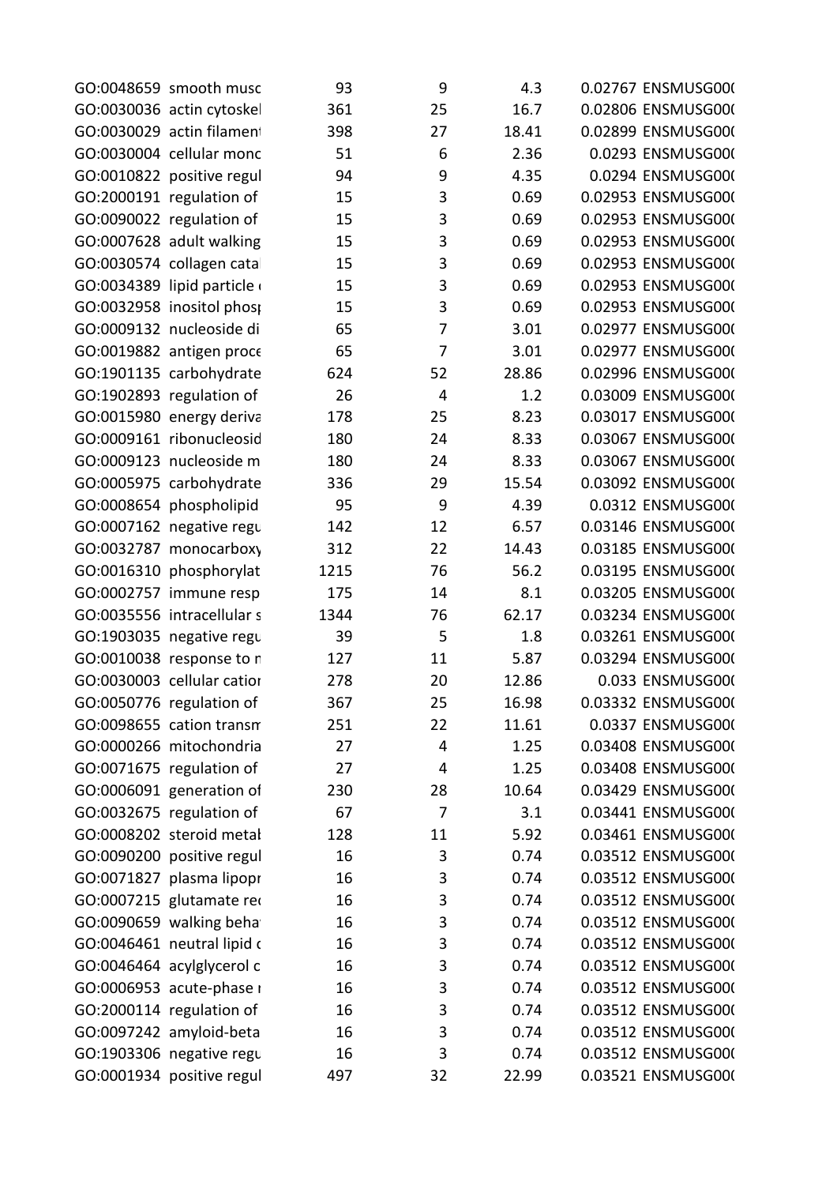| | | | | | | |
|---|---|---|---|---|---|---|
| GO:0048659 | smooth musc | 93 | 9 | 4.3 | 0.02767 | ENSMUSG000 |
| GO:0030036 | actin cytoskel | 361 | 25 | 16.7 | 0.02806 | ENSMUSG000 |
| GO:0030029 | actin filament | 398 | 27 | 18.41 | 0.02899 | ENSMUSG000 |
| GO:0030004 | cellular monc | 51 | 6 | 2.36 | 0.0293 | ENSMUSG000 |
| GO:0010822 | positive regul | 94 | 9 | 4.35 | 0.0294 | ENSMUSG000 |
| GO:2000191 | regulation of | 15 | 3 | 0.69 | 0.02953 | ENSMUSG000 |
| GO:0090022 | regulation of | 15 | 3 | 0.69 | 0.02953 | ENSMUSG000 |
| GO:0007628 | adult walking | 15 | 3 | 0.69 | 0.02953 | ENSMUSG000 |
| GO:0030574 | collagen cata | 15 | 3 | 0.69 | 0.02953 | ENSMUSG000 |
| GO:0034389 | lipid particle | 15 | 3 | 0.69 | 0.02953 | ENSMUSG000 |
| GO:0032958 | inositol phos | 15 | 3 | 0.69 | 0.02953 | ENSMUSG000 |
| GO:0009132 | nucleoside di | 65 | 7 | 3.01 | 0.02977 | ENSMUSG000 |
| GO:0019882 | antigen proce | 65 | 7 | 3.01 | 0.02977 | ENSMUSG000 |
| GO:1901135 | carbohydrate | 624 | 52 | 28.86 | 0.02996 | ENSMUSG000 |
| GO:1902893 | regulation of | 26 | 4 | 1.2 | 0.03009 | ENSMUSG000 |
| GO:0015980 | energy deriva | 178 | 25 | 8.23 | 0.03017 | ENSMUSG000 |
| GO:0009161 | ribonucleosid | 180 | 24 | 8.33 | 0.03067 | ENSMUSG000 |
| GO:0009123 | nucleoside m | 180 | 24 | 8.33 | 0.03067 | ENSMUSG000 |
| GO:0005975 | carbohydrate | 336 | 29 | 15.54 | 0.03092 | ENSMUSG000 |
| GO:0008654 | phospholipid | 95 | 9 | 4.39 | 0.0312 | ENSMUSG000 |
| GO:0007162 | negative regu | 142 | 12 | 6.57 | 0.03146 | ENSMUSG000 |
| GO:0032787 | monocarboxy | 312 | 22 | 14.43 | 0.03185 | ENSMUSG000 |
| GO:0016310 | phosphorylat | 1215 | 76 | 56.2 | 0.03195 | ENSMUSG000 |
| GO:0002757 | immune resp | 175 | 14 | 8.1 | 0.03205 | ENSMUSG000 |
| GO:0035556 | intracellular s | 1344 | 76 | 62.17 | 0.03234 | ENSMUSG000 |
| GO:1903035 | negative regu | 39 | 5 | 1.8 | 0.03261 | ENSMUSG000 |
| GO:0010038 | response to r | 127 | 11 | 5.87 | 0.03294 | ENSMUSG000 |
| GO:0030003 | cellular catior | 278 | 20 | 12.86 | 0.033 | ENSMUSG000 |
| GO:0050776 | regulation of | 367 | 25 | 16.98 | 0.03332 | ENSMUSG000 |
| GO:0098655 | cation transm | 251 | 22 | 11.61 | 0.0337 | ENSMUSG000 |
| GO:0000266 | mitochondria | 27 | 4 | 1.25 | 0.03408 | ENSMUSG000 |
| GO:0071675 | regulation of | 27 | 4 | 1.25 | 0.03408 | ENSMUSG000 |
| GO:0006091 | generation of | 230 | 28 | 10.64 | 0.03429 | ENSMUSG000 |
| GO:0032675 | regulation of | 67 | 7 | 3.1 | 0.03441 | ENSMUSG000 |
| GO:0008202 | steroid metal | 128 | 11 | 5.92 | 0.03461 | ENSMUSG000 |
| GO:0090200 | positive regul | 16 | 3 | 0.74 | 0.03512 | ENSMUSG000 |
| GO:0071827 | plasma lipopr | 16 | 3 | 0.74 | 0.03512 | ENSMUSG000 |
| GO:0007215 | glutamate re | 16 | 3 | 0.74 | 0.03512 | ENSMUSG000 |
| GO:0090659 | walking beha | 16 | 3 | 0.74 | 0.03512 | ENSMUSG000 |
| GO:0046461 | neutral lipid | 16 | 3 | 0.74 | 0.03512 | ENSMUSG000 |
| GO:0046464 | acylglycerol c | 16 | 3 | 0.74 | 0.03512 | ENSMUSG000 |
| GO:0006953 | acute-phase r | 16 | 3 | 0.74 | 0.03512 | ENSMUSG000 |
| GO:2000114 | regulation of | 16 | 3 | 0.74 | 0.03512 | ENSMUSG000 |
| GO:0097242 | amyloid-beta | 16 | 3 | 0.74 | 0.03512 | ENSMUSG000 |
| GO:1903306 | negative regu | 16 | 3 | 0.74 | 0.03512 | ENSMUSG000 |
| GO:0001934 | positive regul | 497 | 32 | 22.99 | 0.03521 | ENSMUSG000 |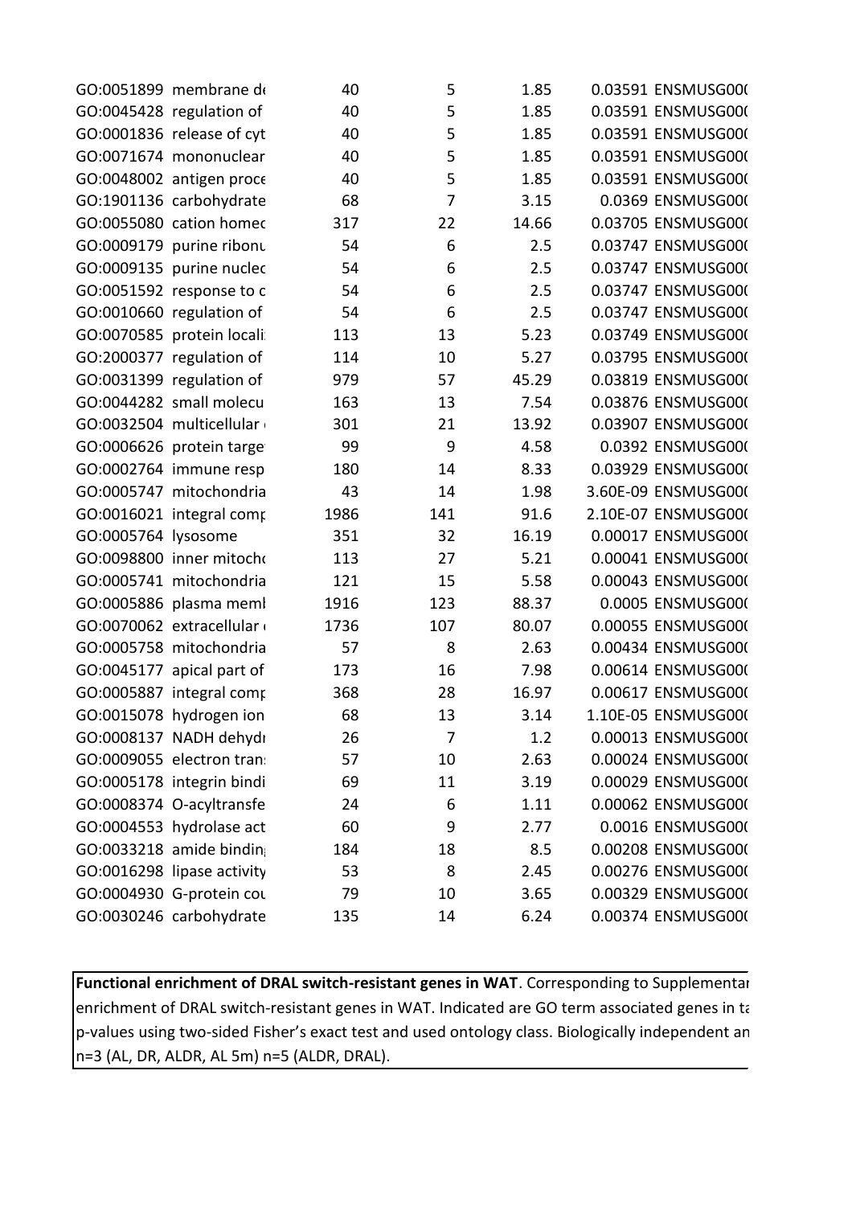| | | | | | | |
|---|---|---|---|---|---|---|
| GO:0051899 | membrane de | 40 | 5 | 1.85 | 0.03591 | ENSMUSG000 |
| GO:0045428 | regulation of | 40 | 5 | 1.85 | 0.03591 | ENSMUSG000 |
| GO:0001836 | release of cyt | 40 | 5 | 1.85 | 0.03591 | ENSMUSG000 |
| GO:0071674 | mononuclear | 40 | 5 | 1.85 | 0.03591 | ENSMUSG000 |
| GO:0048002 | antigen proce | 40 | 5 | 1.85 | 0.03591 | ENSMUSG000 |
| GO:1901136 | carbohydrate | 68 | 7 | 3.15 | 0.0369 | ENSMUSG000 |
| GO:0055080 | cation homeo | 317 | 22 | 14.66 | 0.03705 | ENSMUSG000 |
| GO:0009179 | purine ribonu | 54 | 6 | 2.5 | 0.03747 | ENSMUSG000 |
| GO:0009135 | purine nucleo | 54 | 6 | 2.5 | 0.03747 | ENSMUSG000 |
| GO:0051592 | response to c | 54 | 6 | 2.5 | 0.03747 | ENSMUSG000 |
| GO:0010660 | regulation of | 54 | 6 | 2.5 | 0.03747 | ENSMUSG000 |
| GO:0070585 | protein locali | 113 | 13 | 5.23 | 0.03749 | ENSMUSG000 |
| GO:2000377 | regulation of | 114 | 10 | 5.27 | 0.03795 | ENSMUSG000 |
| GO:0031399 | regulation of | 979 | 57 | 45.29 | 0.03819 | ENSMUSG000 |
| GO:0044282 | small molecu | 163 | 13 | 7.54 | 0.03876 | ENSMUSG000 |
| GO:0032504 | multicellular | 301 | 21 | 13.92 | 0.03907 | ENSMUSG000 |
| GO:0006626 | protein target | 99 | 9 | 4.58 | 0.0392 | ENSMUSG000 |
| GO:0002764 | immune resp | 180 | 14 | 8.33 | 0.03929 | ENSMUSG000 |
| GO:0005747 | mitochondria | 43 | 14 | 1.98 | 3.60E-09 | ENSMUSG000 |
| GO:0016021 | integral comp | 1986 | 141 | 91.6 | 2.10E-07 | ENSMUSG000 |
| GO:0005764 | lysosome | 351 | 32 | 16.19 | 0.00017 | ENSMUSG000 |
| GO:0098800 | inner mitocho | 113 | 27 | 5.21 | 0.00041 | ENSMUSG000 |
| GO:0005741 | mitochondria | 121 | 15 | 5.58 | 0.00043 | ENSMUSG000 |
| GO:0005886 | plasma meml | 1916 | 123 | 88.37 | 0.0005 | ENSMUSG000 |
| GO:0070062 | extracellular | 1736 | 107 | 80.07 | 0.00055 | ENSMUSG000 |
| GO:0005758 | mitochondria | 57 | 8 | 2.63 | 0.00434 | ENSMUSG000 |
| GO:0045177 | apical part of | 173 | 16 | 7.98 | 0.00614 | ENSMUSG000 |
| GO:0005887 | integral comp | 368 | 28 | 16.97 | 0.00617 | ENSMUSG000 |
| GO:0015078 | hydrogen ion | 68 | 13 | 3.14 | 1.10E-05 | ENSMUSG000 |
| GO:0008137 | NADH dehydr | 26 | 7 | 1.2 | 0.00013 | ENSMUSG000 |
| GO:0009055 | electron tran | 57 | 10 | 2.63 | 0.00024 | ENSMUSG000 |
| GO:0005178 | integrin bindi | 69 | 11 | 3.19 | 0.00029 | ENSMUSG000 |
| GO:0008374 | O-acyltransfe | 24 | 6 | 1.11 | 0.00062 | ENSMUSG000 |
| GO:0004553 | hydrolase act | 60 | 9 | 2.77 | 0.0016 | ENSMUSG000 |
| GO:0033218 | amide bindin | 184 | 18 | 8.5 | 0.00208 | ENSMUSG000 |
| GO:0016298 | lipase activity | 53 | 8 | 2.45 | 0.00276 | ENSMUSG000 |
| GO:0004930 | G-protein cou | 79 | 10 | 3.65 | 0.00329 | ENSMUSG000 |
| GO:0030246 | carbohydrate | 135 | 14 | 6.24 | 0.00374 | ENSMUSG000 |

**Functional enrichment of DRAL switch-resistant genes in WAT**. Corresponding to Supplementar enrichment of DRAL switch-resistant genes in WAT. Indicated are GO term associated genes in ta p-values using two-sided Fisher's exact test and used ontology class. Biologically independent an n=3 (AL, DR, ALDR, AL 5m) n=5 (ALDR, DRAL).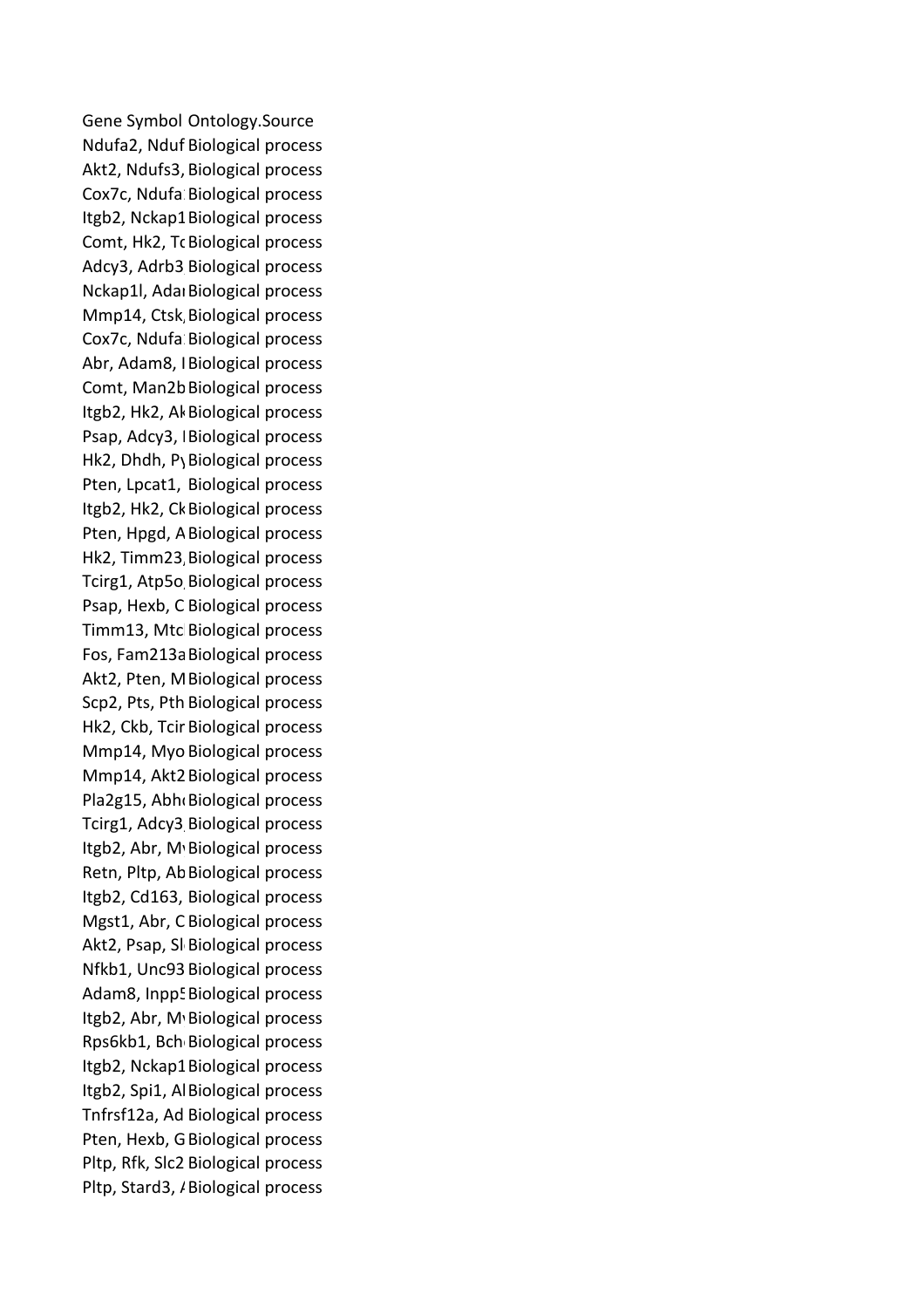| Gene Symbol | Ontology.Source |
| --- | --- |
| Ndufa2, Nduf | Biological process |
| Akt2, Ndufs3, | Biological process |
| Cox7c, Ndufa | Biological process |
| Itgb2, Nckap1 | Biological process |
| Comt, Hk2, Tc | Biological process |
| Adcy3, Adrb3 | Biological process |
| Nckap1l, Adar | Biological process |
| Mmp14, Ctsk, | Biological process |
| Cox7c, Ndufa | Biological process |
| Abr, Adam8, I | Biological process |
| Comt, Man2b | Biological process |
| Itgb2, Hk2, Ak | Biological process |
| Psap, Adcy3, I | Biological process |
| Hk2, Dhdh, Py | Biological process |
| Pten, Lpcat1, | Biological process |
| Itgb2, Hk2, Ck | Biological process |
| Pten, Hpgd, A | Biological process |
| Hk2, Timm23, | Biological process |
| Tcirg1, Atp5o, | Biological process |
| Psap, Hexb, C | Biological process |
| Timm13, Mtc | Biological process |
| Fos, Fam213a | Biological process |
| Akt2, Pten, M | Biological process |
| Scp2, Pts, Pth | Biological process |
| Hk2, Ckb, Tcir | Biological process |
| Mmp14, Myo | Biological process |
| Mmp14, Akt2 | Biological process |
| Pla2g15, Abh | Biological process |
| Tcirg1, Adcy3 | Biological process |
| Itgb2, Abr, M | Biological process |
| Retn, Pltp, Ab | Biological process |
| Itgb2, Cd163, | Biological process |
| Mgst1, Abr, C | Biological process |
| Akt2, Psap, Sl | Biological process |
| Nfkb1, Unc93 | Biological process |
| Adam8, Inpp5 | Biological process |
| Itgb2, Abr, M | Biological process |
| Rps6kb1, Bch | Biological process |
| Itgb2, Nckap1 | Biological process |
| Itgb2, Spi1, Al | Biological process |
| Tnfrsf12a, Ad | Biological process |
| Pten, Hexb, G | Biological process |
| Pltp, Rfk, Slc2 | Biological process |
| Pltp, Stard3, A | Biological process |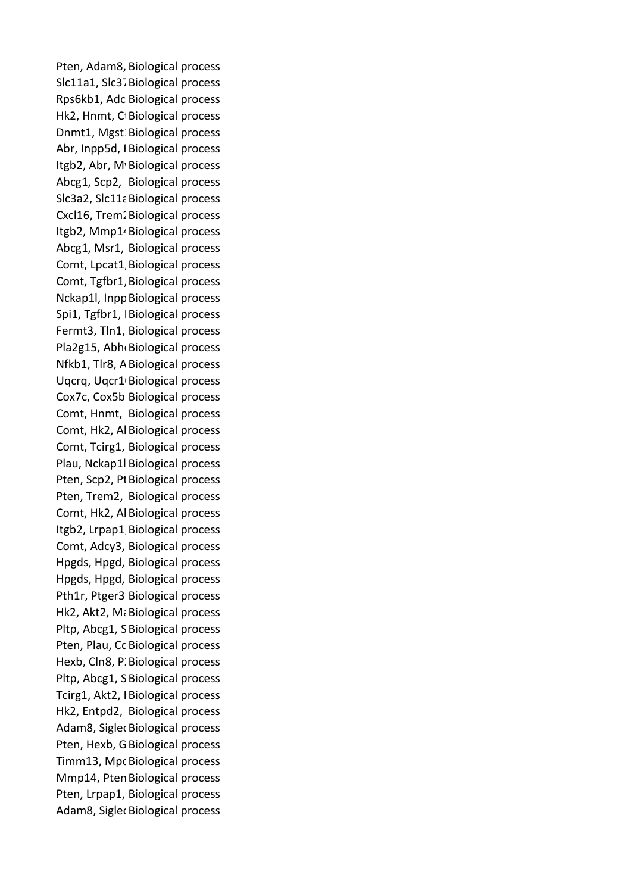| | |
|---|---|
| Pten, Adam8, | Biological process |
| Slc11a1, Slc37 | Biological process |
| Rps6kb1, Adc | Biological process |
| Hk2, Hnmt, C | Biological process |
| Dnmt1, Mgst | Biological process |
| Abr, Inpp5d, I | Biological process |
| Itgb2, Abr, M | Biological process |
| Abcg1, Scp2, I | Biological process |
| Slc3a2, Slc11a | Biological process |
| Cxcl16, Trem2 | Biological process |
| Itgb2, Mmp14 | Biological process |
| Abcg1, Msr1, | Biological process |
| Comt, Lpcat1, | Biological process |
| Comt, Tgfbr1, | Biological process |
| Nckap1l, Inpp | Biological process |
| Spi1, Tgfbr1, I | Biological process |
| Fermt3, Tln1, | Biological process |
| Pla2g15, Abh | Biological process |
| Nfkb1, Tlr8, A | Biological process |
| Uqcrq, Uqcr1 | Biological process |
| Cox7c, Cox5b, | Biological process |
| Comt, Hnmt, | Biological process |
| Comt, Hk2, Al | Biological process |
| Comt, Tcirg1, | Biological process |
| Plau, Nckap1l | Biological process |
| Pten, Scp2, Pt | Biological process |
| Pten, Trem2, | Biological process |
| Comt, Hk2, Al | Biological process |
| Itgb2, Lrpap1, | Biological process |
| Comt, Adcy3, | Biological process |
| Hpgds, Hpgd, | Biological process |
| Hpgds, Hpgd, | Biological process |
| Pth1r, Ptger3, | Biological process |
| Hk2, Akt2, Ma | Biological process |
| Pltp, Abcg1, S | Biological process |
| Pten, Plau, Co | Biological process |
| Hexb, Cln8, P | Biological process |
| Pltp, Abcg1, S | Biological process |
| Tcirg1, Akt2, I | Biological process |
| Hk2, Entpd2, | Biological process |
| Adam8, Siglec | Biological process |
| Pten, Hexb, G | Biological process |
| Timm13, Mpc | Biological process |
| Mmp14, Pten | Biological process |
| Pten, Lrpap1, | Biological process |
| Adam8, Siglec | Biological process |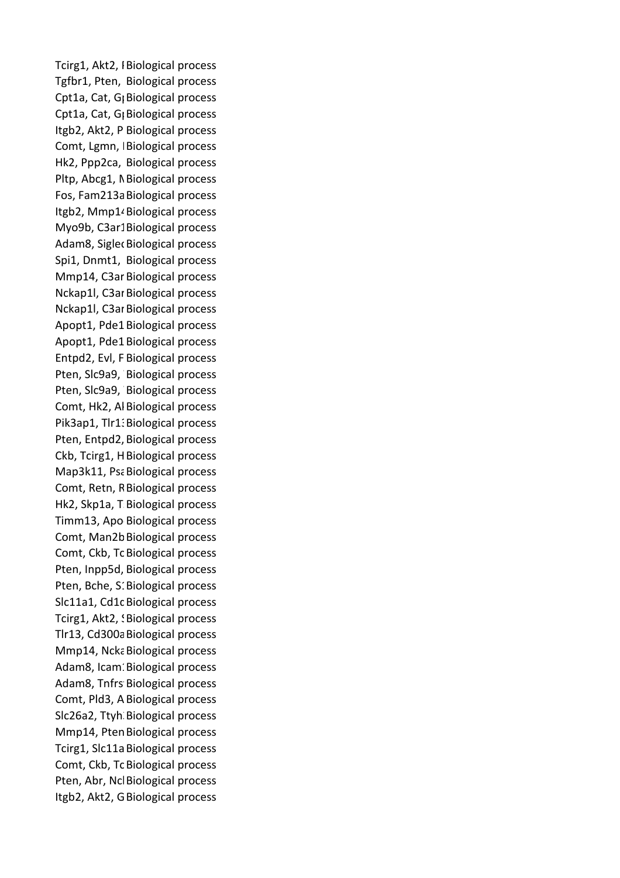| | |
|---|---|
| Tcirg1, Akt2, I | Biological process |
| Tgfbr1, Pten, | Biological process |
| Cpt1a, Cat, Gı | Biological process |
| Cpt1a, Cat, Gı | Biological process |
| Itgb2, Akt2, P | Biological process |
| Comt, Lgmn, I | Biological process |
| Hk2, Ppp2ca, | Biological process |
| Pltp, Abcg1, N | Biological process |
| Fos, Fam213a | Biological process |
| Itgb2, Mmp14 | Biological process |
| Myo9b, C3ar1 | Biological process |
| Adam8, Siglec | Biological process |
| Spi1, Dnmt1, | Biological process |
| Mmp14, C3ar | Biological process |
| Nckap1l, C3ar | Biological process |
| Nckap1l, C3ar | Biological process |
| Apopt1, Pde1 | Biological process |
| Apopt1, Pde1 | Biological process |
| Entpd2, Evl, F | Biological process |
| Pten, Slc9a9, | Biological process |
| Pten, Slc9a9, | Biological process |
| Comt, Hk2, Al | Biological process |
| Pik3ap1, Tlr13 | Biological process |
| Pten, Entpd2, | Biological process |
| Ckb, Tcirg1, H | Biological process |
| Map3k11, Psa | Biological process |
| Comt, Retn, R | Biological process |
| Hk2, Skp1a, T | Biological process |
| Timm13, Apo | Biological process |
| Comt, Man2b | Biological process |
| Comt, Ckb, Tc | Biological process |
| Pten, Inpp5d, | Biological process |
| Pten, Bche, S1 | Biological process |
| Slc11a1, Cd1c | Biological process |
| Tcirg1, Akt2, S | Biological process |
| Tlr13, Cd300a | Biological process |
| Mmp14, Ncka | Biological process |
| Adam8, Icam1 | Biological process |
| Adam8, Tnfrs | Biological process |
| Comt, Pld3, A | Biological process |
| Slc26a2, Ttyh | Biological process |
| Mmp14, Pten | Biological process |
| Tcirg1, Slc11a | Biological process |
| Comt, Ckb, Tc | Biological process |
| Pten, Abr, Ncl | Biological process |
| Itgb2, Akt2, G | Biological process |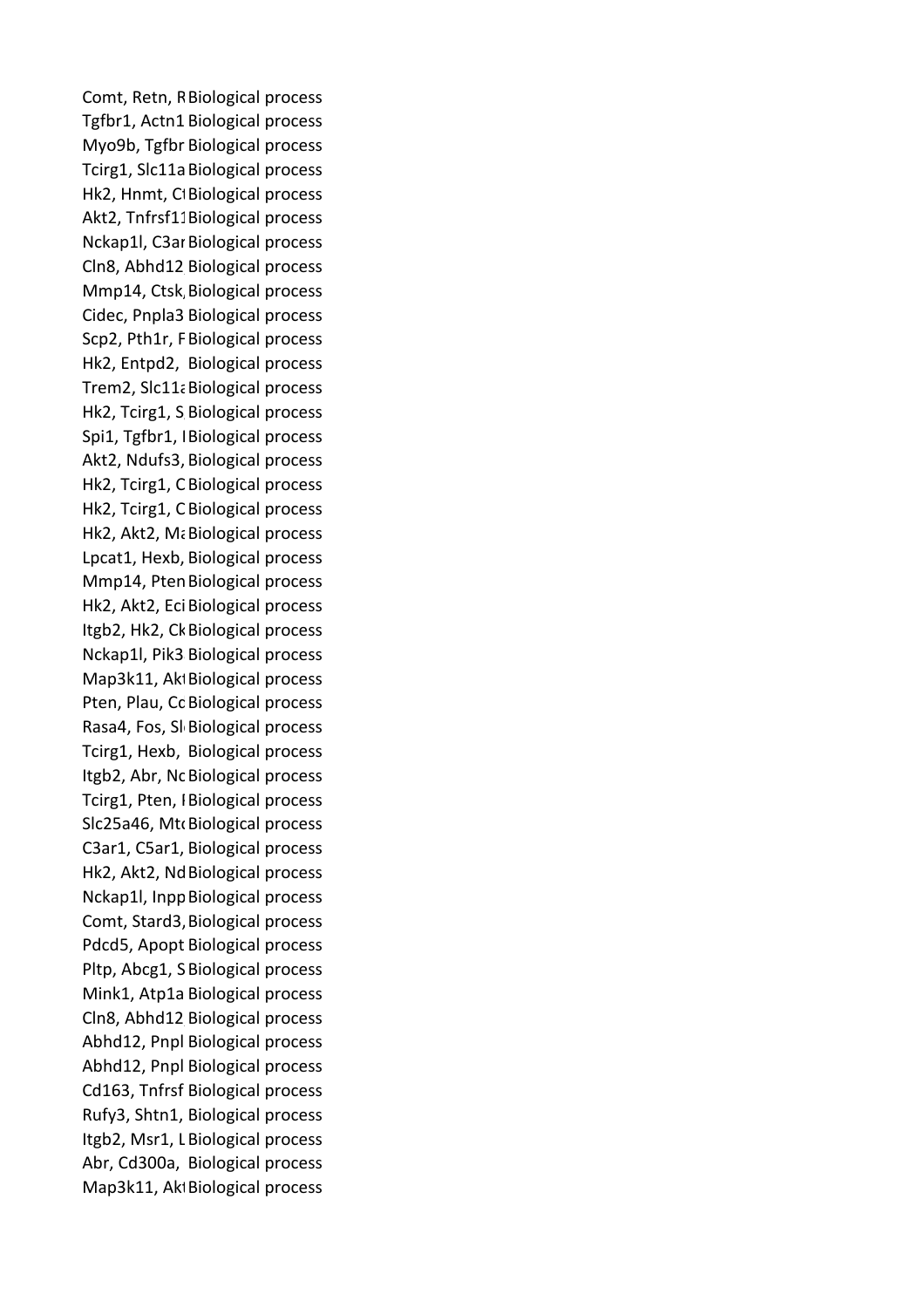| | |
|---|---|
| Comt, Retn, R | Biological process |
| Tgfbr1, Actn1 | Biological process |
| Myo9b, Tgfbr | Biological process |
| Tcirg1, Slc11a | Biological process |
| Hk2, Hnmt, C | Biological process |
| Akt2, Tnfrsf11 | Biological process |
| Nckap1l, C3ar | Biological process |
| Cln8, Abhd12 | Biological process |
| Mmp14, Ctsk, | Biological process |
| Cidec, Pnpla3 | Biological process |
| Scp2, Pth1r, F | Biological process |
| Hk2, Entpd2, | Biological process |
| Trem2, Slc11a | Biological process |
| Hk2, Tcirg1, S | Biological process |
| Spi1, Tgfbr1, I | Biological process |
| Akt2, Ndufs3, | Biological process |
| Hk2, Tcirg1, C | Biological process |
| Hk2, Tcirg1, C | Biological process |
| Hk2, Akt2, Ma | Biological process |
| Lpcat1, Hexb, | Biological process |
| Mmp14, Pten | Biological process |
| Hk2, Akt2, Eci | Biological process |
| Itgb2, Hk2, Ck | Biological process |
| Nckap1l, Pik3 | Biological process |
| Map3k11, Akt | Biological process |
| Pten, Plau, Cc | Biological process |
| Rasa4, Fos, Sl | Biological process |
| Tcirg1, Hexb, | Biological process |
| Itgb2, Abr, Nc | Biological process |
| Tcirg1, Pten, I | Biological process |
| Slc25a46, Mt | Biological process |
| C3ar1, C5ar1, | Biological process |
| Hk2, Akt2, Nd | Biological process |
| Nckap1l, Inpp | Biological process |
| Comt, Stard3, | Biological process |
| Pdcd5, Apopt | Biological process |
| Pltp, Abcg1, S | Biological process |
| Mink1, Atp1a | Biological process |
| Cln8, Abhd12 | Biological process |
| Abhd12, Pnpl | Biological process |
| Abhd12, Pnpl | Biological process |
| Cd163, Tnfrsf | Biological process |
| Rufy3, Shtn1, | Biological process |
| Itgb2, Msr1, L | Biological process |
| Abr, Cd300a, | Biological process |
| Map3k11, Akt | Biological process |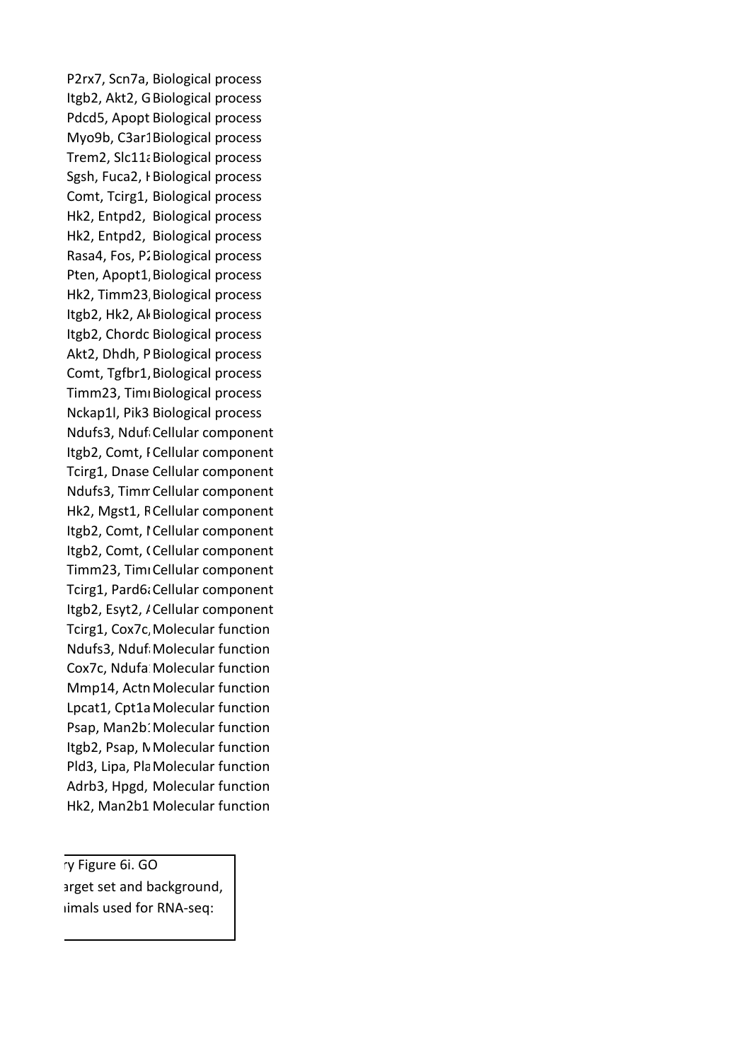| | |
|---|---|
| P2rx7, Scn7a, | Biological process |
| Itgb2, Akt2, G | Biological process |
| Pdcd5, Apopt | Biological process |
| Myo9b, C3ar1 | Biological process |
| Trem2, Slc11a | Biological process |
| Sgsh, Fuca2, H | Biological process |
| Comt, Tcirg1, | Biological process |
| Hk2, Entpd2, | Biological process |
| Hk2, Entpd2, | Biological process |
| Rasa4, Fos, P2 | Biological process |
| Pten, Apopt1, | Biological process |
| Hk2, Timm23, | Biological process |
| Itgb2, Hk2, Ak | Biological process |
| Itgb2, Chordc | Biological process |
| Akt2, Dhdh, P | Biological process |
| Comt, Tgfbr1, | Biological process |
| Timm23, Timm | Biological process |
| Nckap1l, Pik3 | Biological process |
| Ndufs3, Nduf | Cellular component |
| Itgb2, Comt, F | Cellular component |
| Tcirg1, Dnase | Cellular component |
| Ndufs3, Timm | Cellular component |
| Hk2, Mgst1, R | Cellular component |
| Itgb2, Comt, M | Cellular component |
| Itgb2, Comt, C | Cellular component |
| Timm23, Timm | Cellular component |
| Tcirg1, Pard6a | Cellular component |
| Itgb2, Esyt2, A | Cellular component |
| Tcirg1, Cox7c, | Molecular function |
| Ndufs3, Nduf | Molecular function |
| Cox7c, Ndufa | Molecular function |
| Mmp14, Actn | Molecular function |
| Lpcat1, Cpt1a | Molecular function |
| Psap, Man2b1 | Molecular function |
| Itgb2, Psap, M | Molecular function |
| Pld3, Lipa, Pla | Molecular function |
| Adrb3, Hpgd, | Molecular function |
| Hk2, Man2b1 | Molecular function |

ry Figure 6i. GO
arget set and background,
nimals used for RNA-seq: